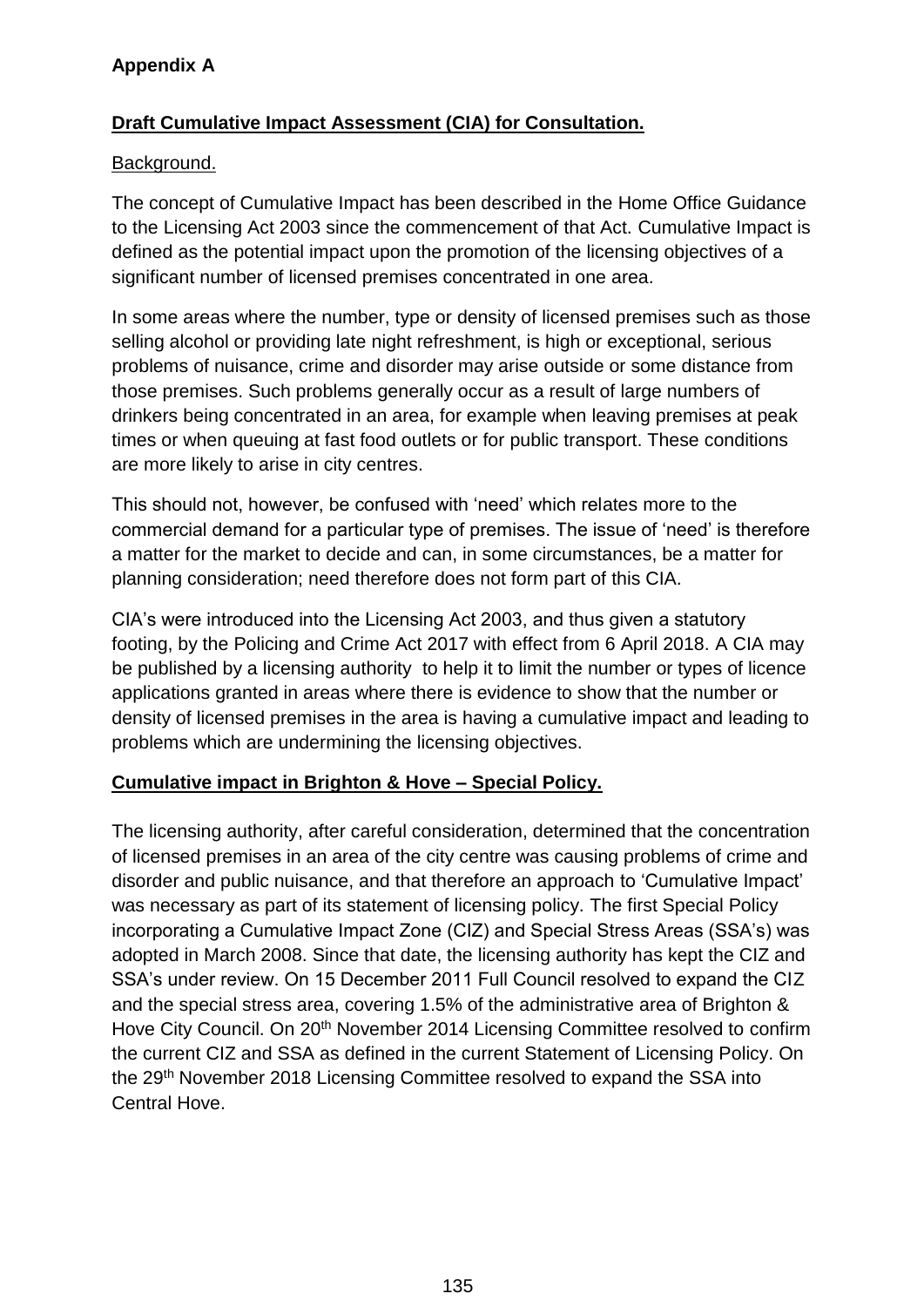**Appendix A**

**Draft Cumulative Impact Assessment (CIA) for Consultation.**

Background.

The concept of Cumulative Impact has been described in the Home Office Guidance to the Licensing Act 2003 since the commencement of that Act. Cumulative Impact is defined as the potential impact upon the promotion of the licensing objectives of a significant number of licensed premises concentrated in one area.

In some areas where the number, type or density of licensed premises such as those selling alcohol or providing late night refreshment, is high or exceptional, serious problems of nuisance, crime and disorder may arise outside or some distance from those premises. Such problems generally occur as a result of large numbers of drinkers being concentrated in an area, for example when leaving premises at peak times or when queuing at fast food outlets or for public transport. These conditions are more likely to arise in city centres.

This should not, however, be confused with 'need' which relates more to the commercial demand for a particular type of premises. The issue of 'need' is therefore a matter for the market to decide and can, in some circumstances, be a matter for planning consideration; need therefore does not form part of this CIA.

CIA's were introduced into the Licensing Act 2003, and thus given a statutory footing, by the Policing and Crime Act 2017 with effect from 6 April 2018. A CIA may be published by a licensing authority to help it to limit the number or types of licence applications granted in areas where there is evidence to show that the number or density of licensed premises in the area is having a cumulative impact and leading to problems which are undermining the licensing objectives.

**Cumulative impact in Brighton & Hove – Special Policy.**

The licensing authority, after careful consideration, determined that the concentration of licensed premises in an area of the city centre was causing problems of crime and disorder and public nuisance, and that therefore an approach to 'Cumulative Impact' was necessary as part of its statement of licensing policy. The first Special Policy incorporating a Cumulative Impact Zone (CIZ) and Special Stress Areas (SSA's) was adopted in March 2008. Since that date, the licensing authority has kept the CIZ and SSA's under review. On 15 December 2011 Full Council resolved to expand the CIZ and the special stress area, covering 1.5% of the administrative area of Brighton & Hove City Council. On 20th November 2014 Licensing Committee resolved to confirm the current CIZ and SSA as defined in the current Statement of Licensing Policy. On the 29th November 2018 Licensing Committee resolved to expand the SSA into Central Hove.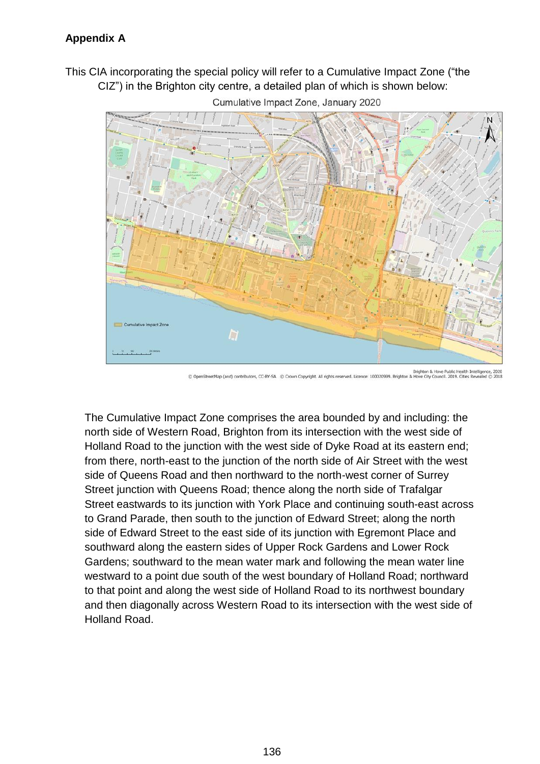**Appendix A**

This CIA incorporating the special policy will refer to a Cumulative Impact Zone ("the CIZ") in the Brighton city centre, a detailed plan of which is shown below:

Cumulative Impact Zone, January 2020

© OpenStreetMap (and) contributors, CC-BY-SA © Crown Copyright. All rights reserved. Licence: 100020999. Brighton & Hove City Council. 2019. Cities Revealed © 2018

Brighton & Hove Public Health Intelligence, 2020

The Cumulative Impact Zone comprises the area bounded by and including: the north side of Western Road, Brighton from its intersection with the west side of Holland Road to the junction with the west side of Dyke Road at its eastern end; from there, north-east to the junction of the north side of Air Street with the west side of Queens Road and then northward to the north-west corner of Surrey Street junction with Queens Road; thence along the north side of Trafalgar Street eastwards to its junction with York Place and continuing south-east across to Grand Parade, then south to the junction of Edward Street; along the north side of Edward Street to the east side of its junction with Egremont Place and southward along the eastern sides of Upper Rock Gardens and Lower Rock Gardens; southward to the mean water mark and following the mean water line westward to a point due south of the west boundary of Holland Road; northward to that point and along the west side of Holland Road to its northwest boundary and then diagonally across Western Road to its intersection with the west side of Holland Road.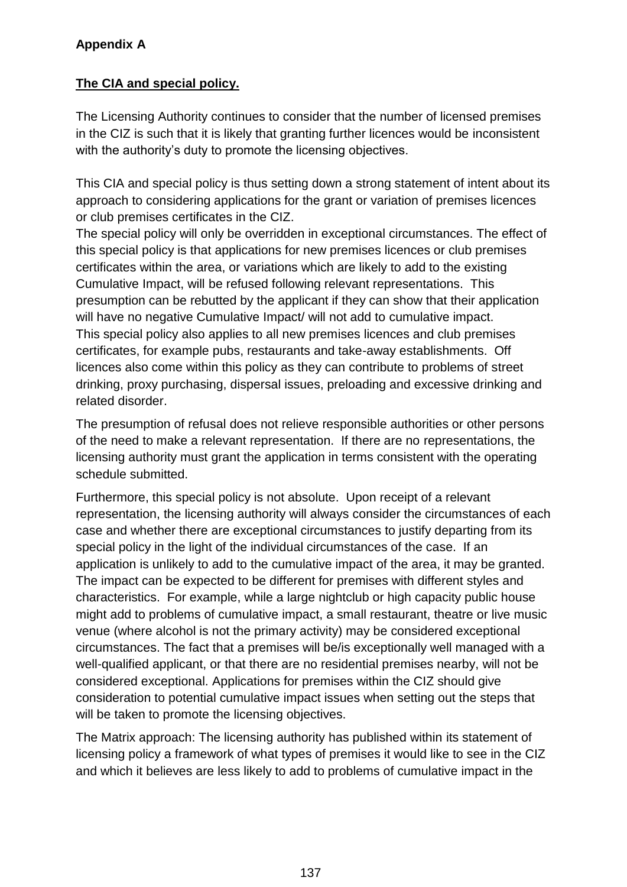**Appendix A**

**The CIA and special policy.**

The Licensing Authority continues to consider that the number of licensed premises in the CIZ is such that it is likely that granting further licences would be inconsistent with the authority's duty to promote the licensing objectives.

This CIA and special policy is thus setting down a strong statement of intent about its approach to considering applications for the grant or variation of premises licences or club premises certificates in the CIZ.
The special policy will only be overridden in exceptional circumstances. The effect of this special policy is that applications for new premises licences or club premises certificates within the area, or variations which are likely to add to the existing Cumulative Impact, will be refused following relevant representations. This presumption can be rebutted by the applicant if they can show that their application will have no negative Cumulative Impact/ will not add to cumulative impact.
This special policy also applies to all new premises licences and club premises certificates, for example pubs, restaurants and take-away establishments. Off licences also come within this policy as they can contribute to problems of street drinking, proxy purchasing, dispersal issues, preloading and excessive drinking and related disorder.

The presumption of refusal does not relieve responsible authorities or other persons of the need to make a relevant representation. If there are no representations, the licensing authority must grant the application in terms consistent with the operating schedule submitted.

Furthermore, this special policy is not absolute. Upon receipt of a relevant representation, the licensing authority will always consider the circumstances of each case and whether there are exceptional circumstances to justify departing from its special policy in the light of the individual circumstances of the case. If an application is unlikely to add to the cumulative impact of the area, it may be granted. The impact can be expected to be different for premises with different styles and characteristics. For example, while a large nightclub or high capacity public house might add to problems of cumulative impact, a small restaurant, theatre or live music venue (where alcohol is not the primary activity) may be considered exceptional circumstances. The fact that a premises will be/is exceptionally well managed with a well-qualified applicant, or that there are no residential premises nearby, will not be considered exceptional. Applications for premises within the CIZ should give consideration to potential cumulative impact issues when setting out the steps that will be taken to promote the licensing objectives.

The Matrix approach: The licensing authority has published within its statement of licensing policy a framework of what types of premises it would like to see in the CIZ and which it believes are less likely to add to problems of cumulative impact in the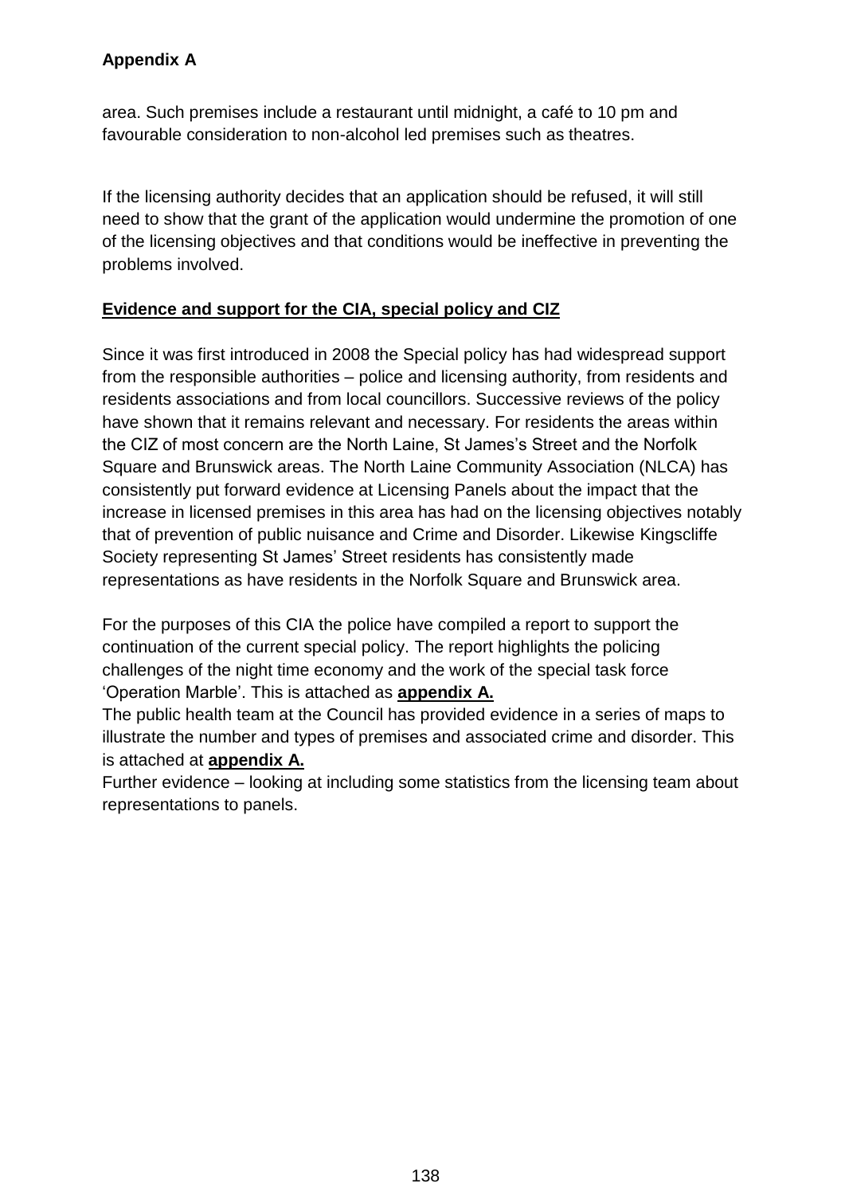**Appendix A**

area. Such premises include a restaurant until midnight, a café to 10 pm and favourable consideration to non-alcohol led premises such as theatres.

If the licensing authority decides that an application should be refused, it will still need to show that the grant of the application would undermine the promotion of one of the licensing objectives and that conditions would be ineffective in preventing the problems involved.

**Evidence and support for the CIA, special policy and CIZ**

Since it was first introduced in 2008 the Special policy has had widespread support from the responsible authorities – police and licensing authority, from residents and residents associations and from local councillors. Successive reviews of the policy have shown that it remains relevant and necessary. For residents the areas within the CIZ of most concern are the North Laine, St James's Street and the Norfolk Square and Brunswick areas. The North Laine Community Association (NLCA) has consistently put forward evidence at Licensing Panels about the impact that the increase in licensed premises in this area has had on the licensing objectives notably that of prevention of public nuisance and Crime and Disorder. Likewise Kingscliffe Society representing St James' Street residents has consistently made representations as have residents in the Norfolk Square and Brunswick area.

For the purposes of this CIA the police have compiled a report to support the continuation of the current special policy. The report highlights the policing challenges of the night time economy and the work of the special task force 'Operation Marble'. This is attached as **appendix A.**

The public health team at the Council has provided evidence in a series of maps to illustrate the number and types of premises and associated crime and disorder. This is attached at **appendix A.**

Further evidence – looking at including some statistics from the licensing team about representations to panels.